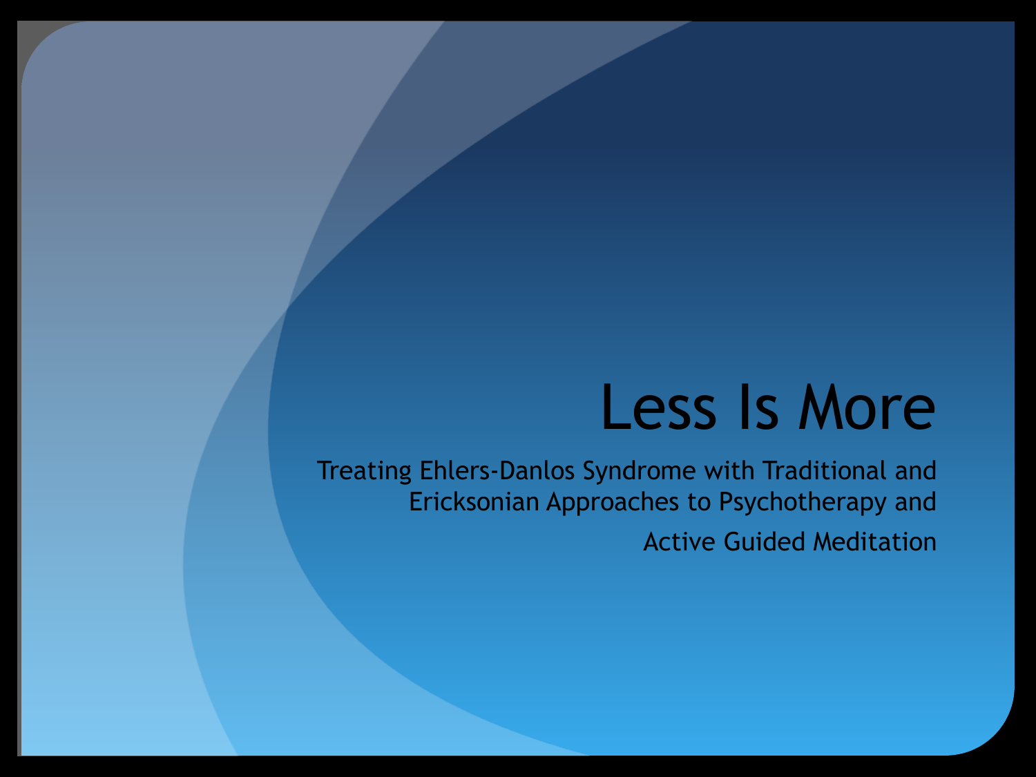# Less Is More

Treating Ehlers-Danlos Syndrome with Traditional and Ericksonian Approaches to Psychotherapy and Active Guided Meditation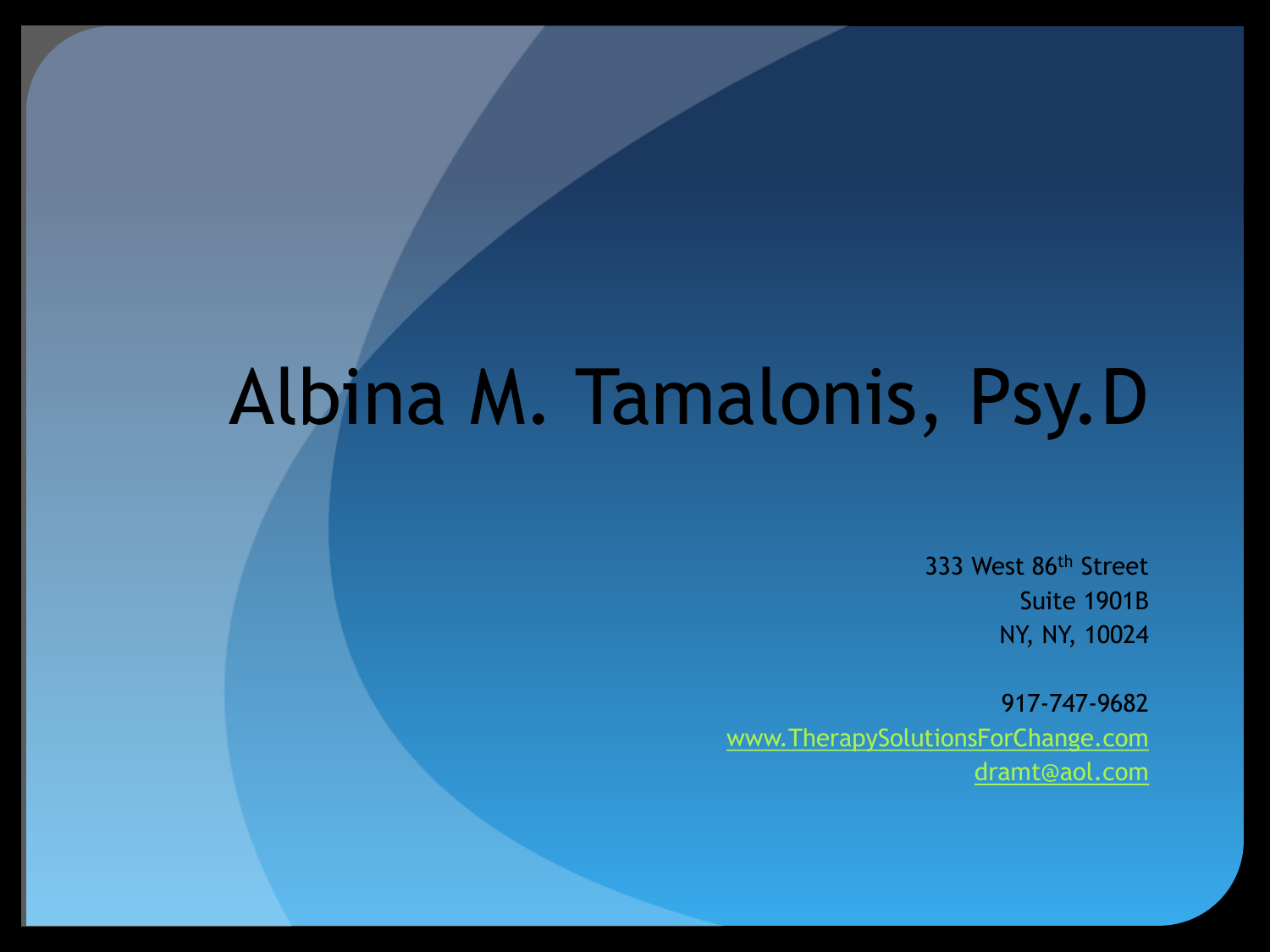# Albina M. Tamalonis, Psy.D

333 West 86th Street
Suite 1901B
NY, NY, 10024

917-747-9682
www.TherapySolutionsForChange.com
dramt@aol.com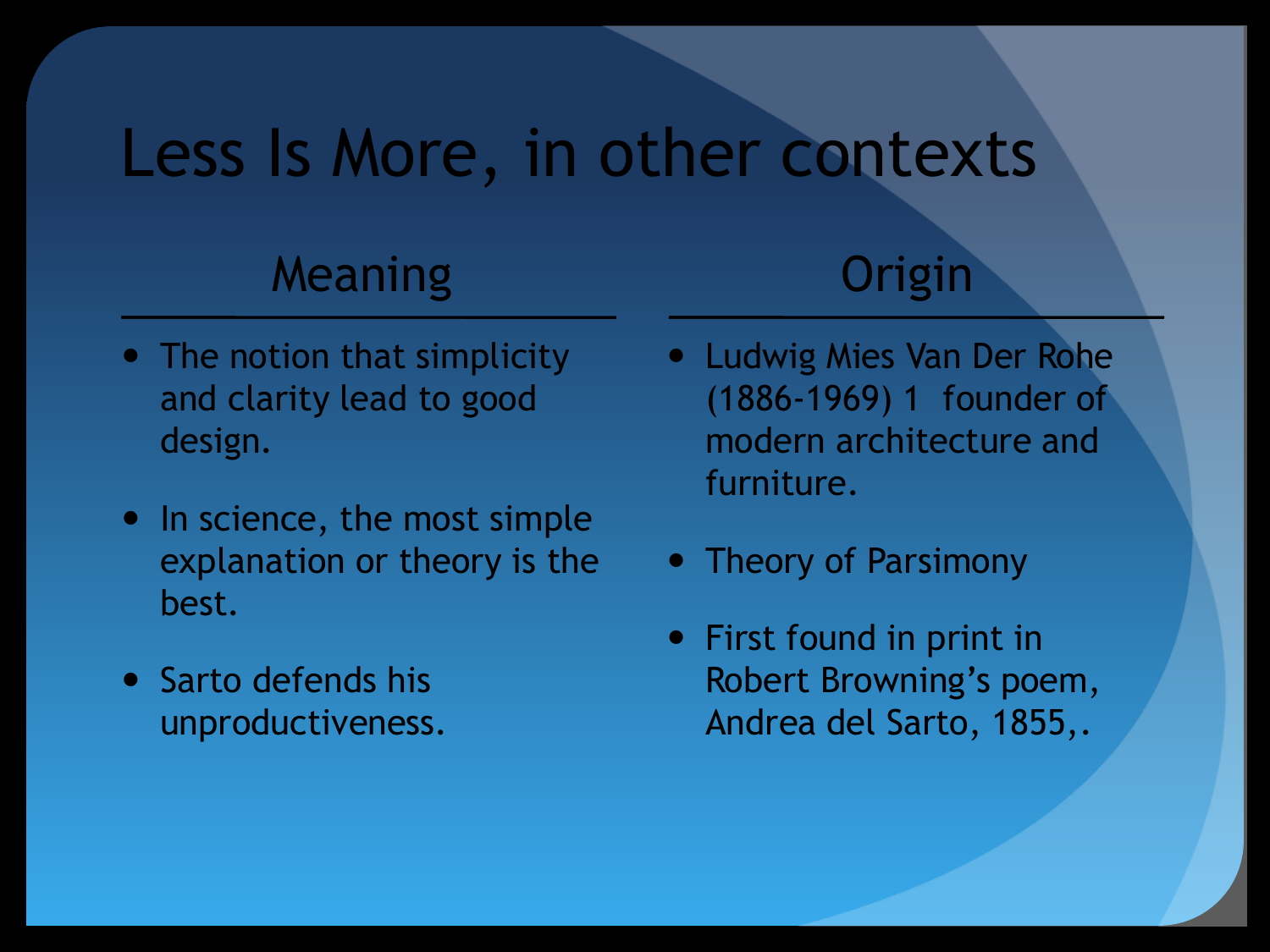# Less Is More, in other contexts

## Meaning

- The notion that simplicity and clarity lead to good design.
- In science, the most simple explanation or theory is the best.
- Sarto defends his unproductiveness.

## Origin

- Ludwig Mies Van Der Rohe (1886-1969) 1 founder of modern architecture and furniture.
- Theory of Parsimony
- First found in print in Robert Browning's poem, Andrea del Sarto, 1855,.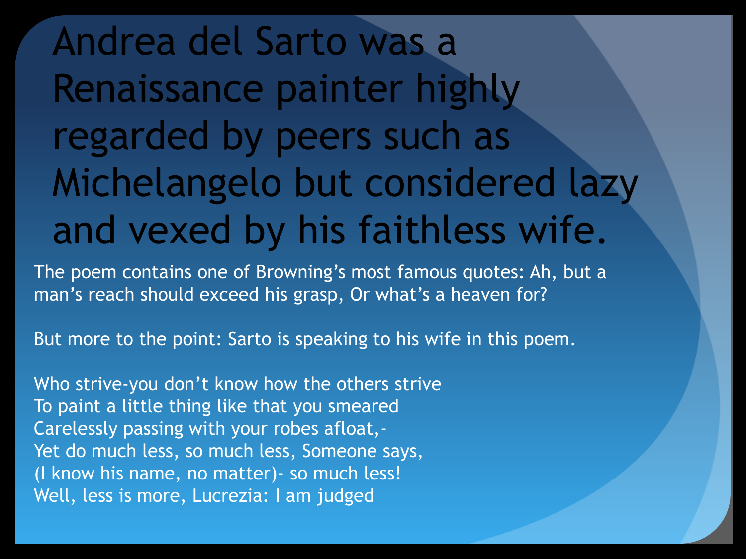# Andrea del Sarto was a Renaissance painter highly regarded by peers such as Michelangelo but considered lazy and vexed by his faithless wife.

The poem contains one of Browning's most famous quotes: Ah, but a man's reach should exceed his grasp, Or what's a heaven for?

But more to the point: Sarto is speaking to his wife in this poem.

Who strive-you don't know how the others strive  
To paint a little thing like that you smeared  
Carelessly passing with your robes afloat,-  
Yet do much less, so much less, Someone says,  
(I know his name, no matter)- so much less!  
Well, less is more, Lucrezia: I am judged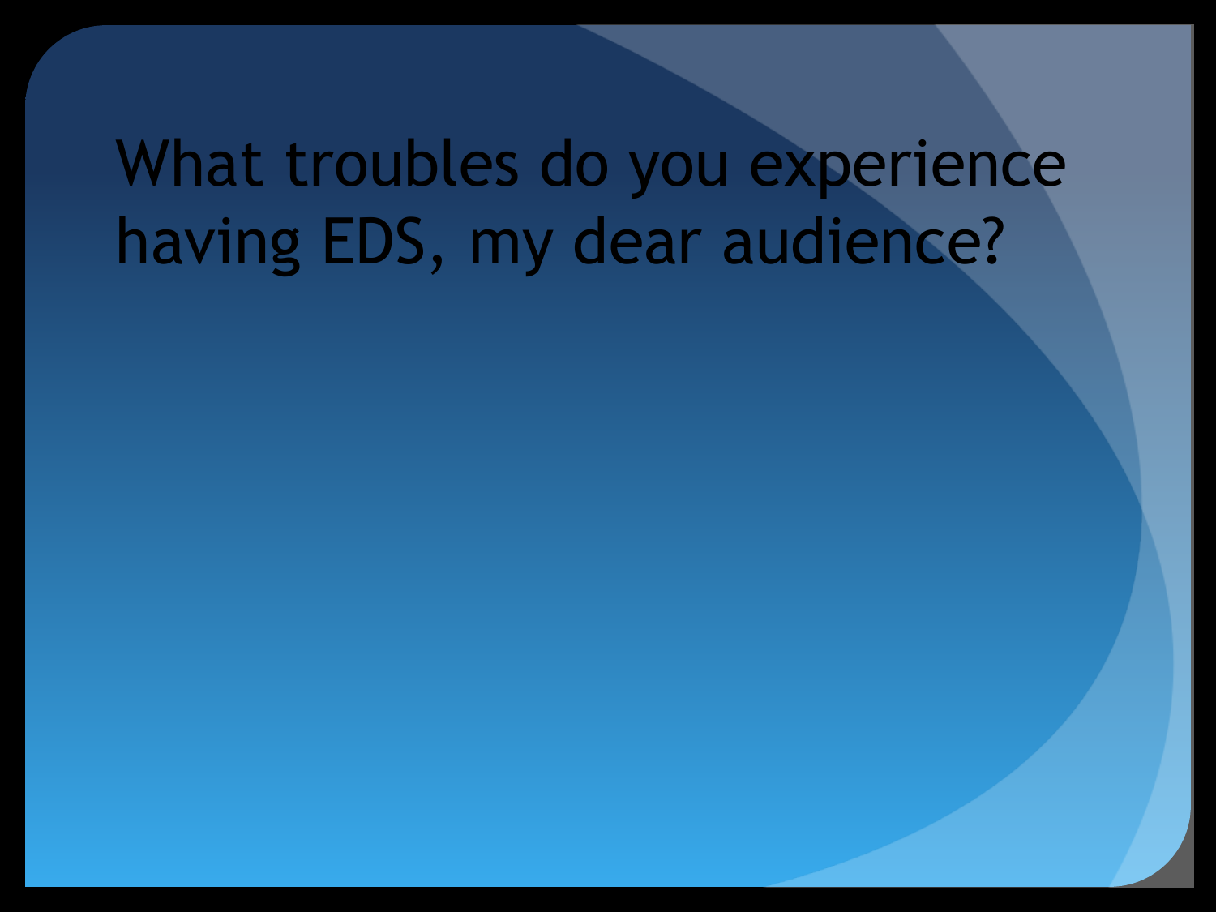# What troubles do you experience having EDS, my dear audience?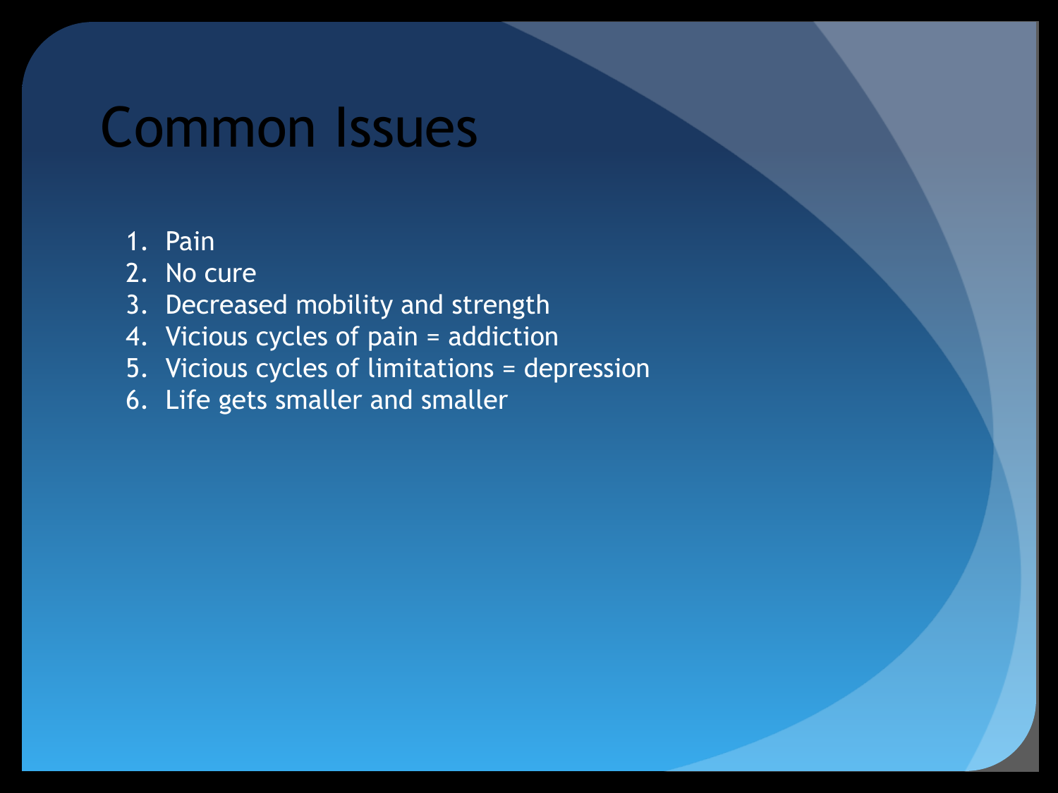# Common Issues

1. Pain
2. No cure
3. Decreased mobility and strength
4. Vicious cycles of pain = addiction
5. Vicious cycles of limitations = depression
6. Life gets smaller and smaller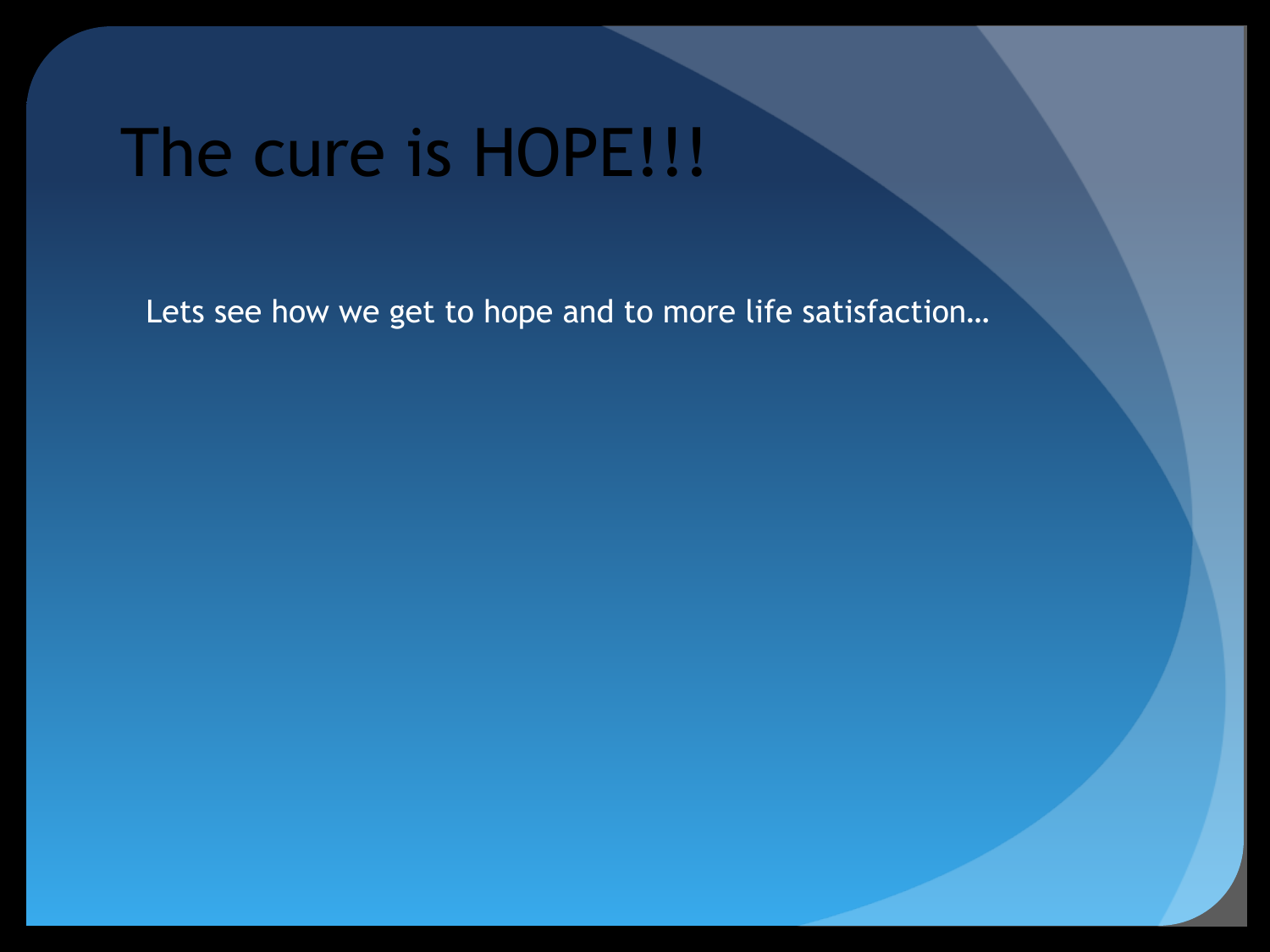# The cure is HOPE!!!

Lets see how we get to hope and to more life satisfaction…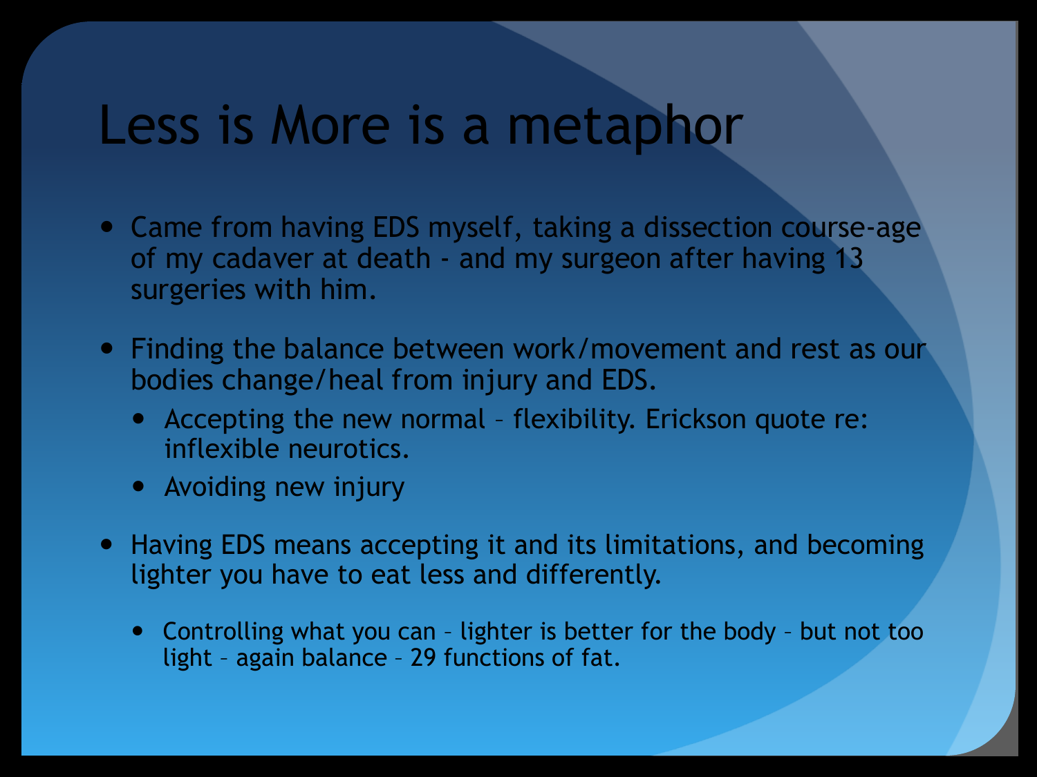# Less is More is a metaphor

- Came from having EDS myself, taking a dissection course-age of my cadaver at death - and my surgeon after having 13 surgeries with him.
- Finding the balance between work/movement and rest as our bodies change/heal from injury and EDS.
  - Accepting the new normal – flexibility. Erickson quote re: inflexible neurotics.
  - Avoiding new injury
- Having EDS means accepting it and its limitations, and becoming lighter you have to eat less and differently.
  - Controlling what you can – lighter is better for the body – but not too light – again balance – 29 functions of fat.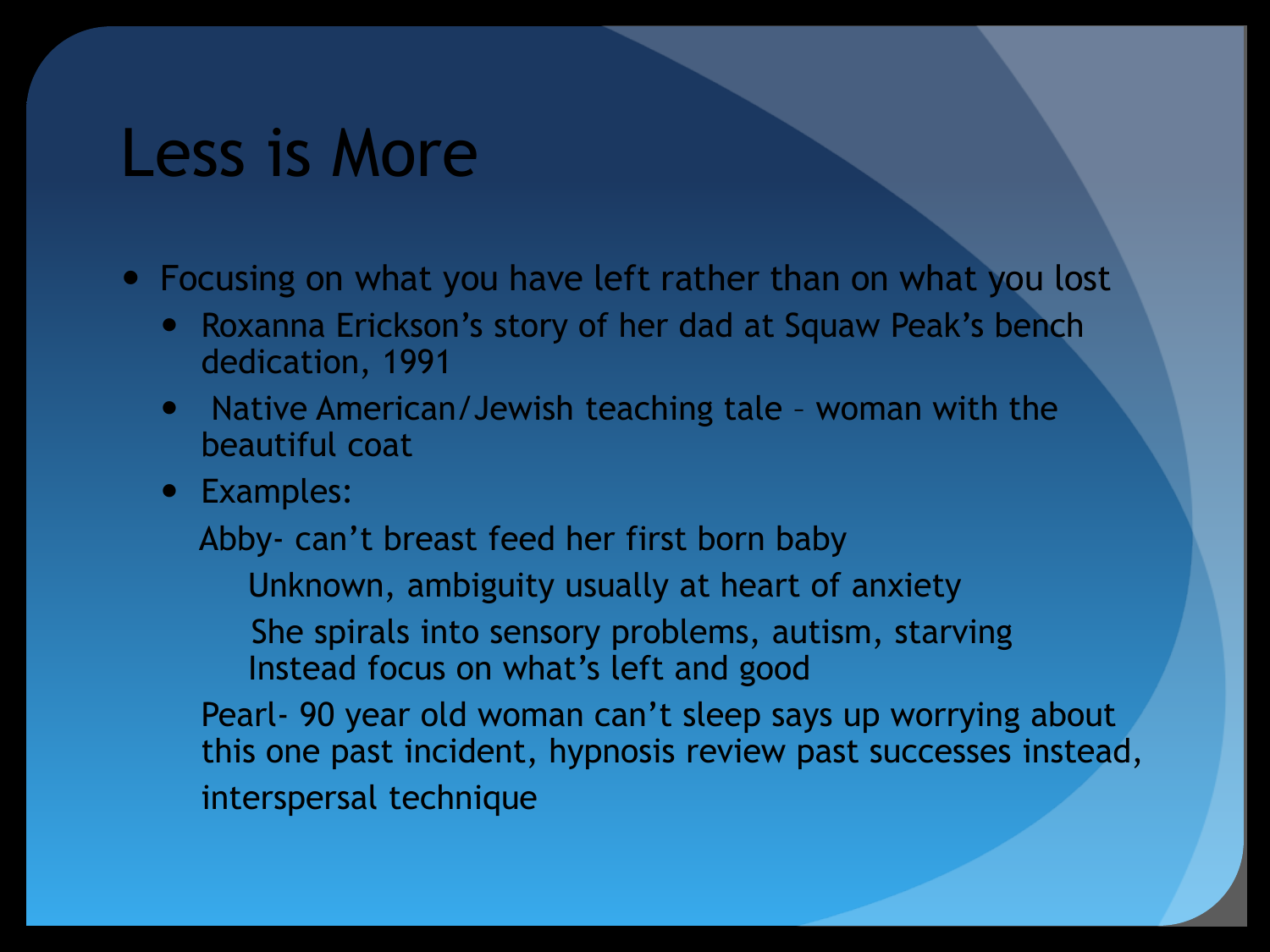# Less is More

- Focusing on what you have left rather than on what you lost
  - Roxanna Erickson's story of her dad at Squaw Peak's bench dedication, 1991
  - Native American/Jewish teaching tale – woman with the beautiful coat
  - Examples:

    Abby- can't breast feed her first born baby

      Unknown, ambiguity usually at heart of anxiety

      She spirals into sensory problems, autism, starving

      Instead focus on what's left and good

    Pearl- 90 year old woman can't sleep says up worrying about this one past incident, hypnosis review past successes instead, interspersal technique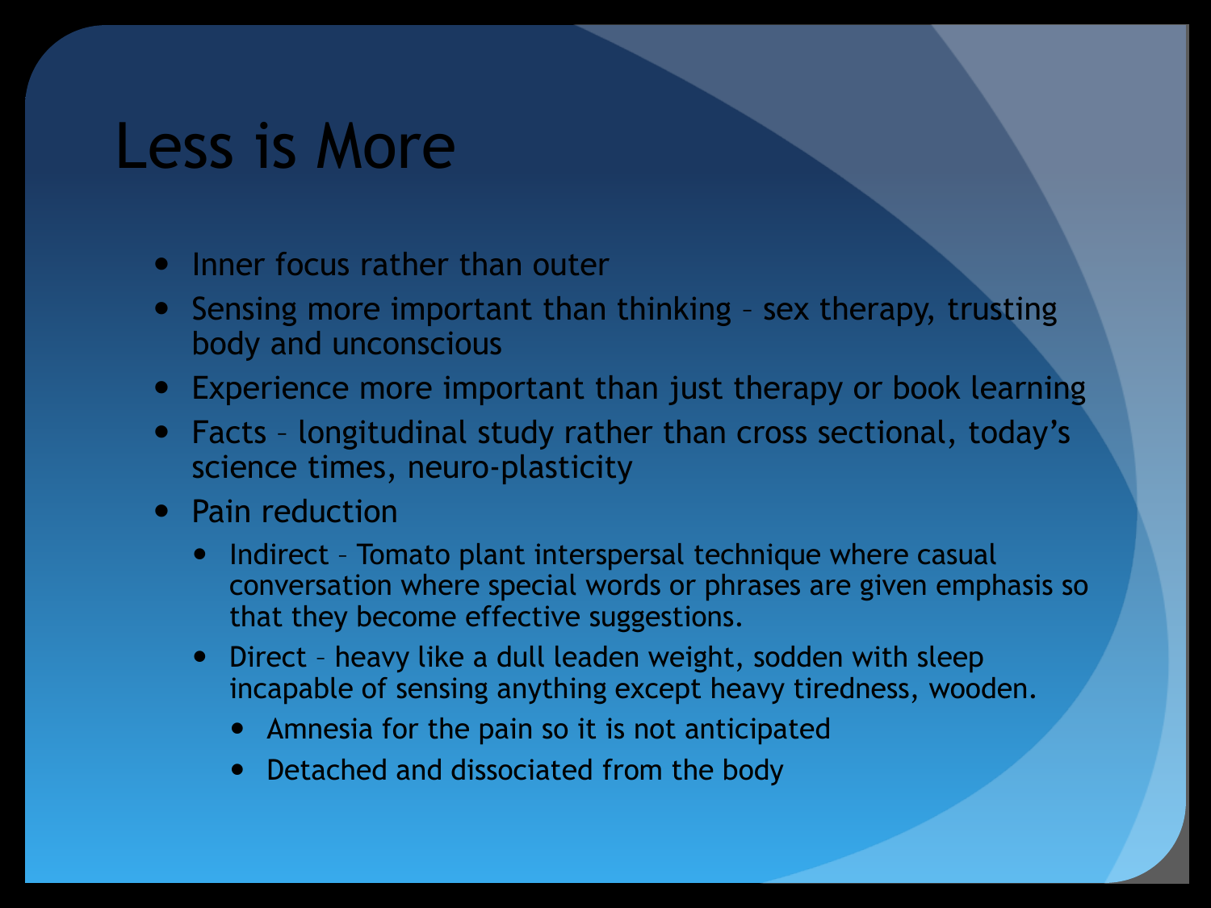# Less is More

- Inner focus rather than outer
- Sensing more important than thinking – sex therapy, trusting body and unconscious
- Experience more important than just therapy or book learning
- Facts – longitudinal study rather than cross sectional, today's science times, neuro-plasticity
- Pain reduction
  - Indirect – Tomato plant interspersal technique where casual conversation where special words or phrases are given emphasis so that they become effective suggestions.
  - Direct – heavy like a dull leaden weight, sodden with sleep incapable of sensing anything except heavy tiredness, wooden.
    - Amnesia for the pain so it is not anticipated
    - Detached and dissociated from the body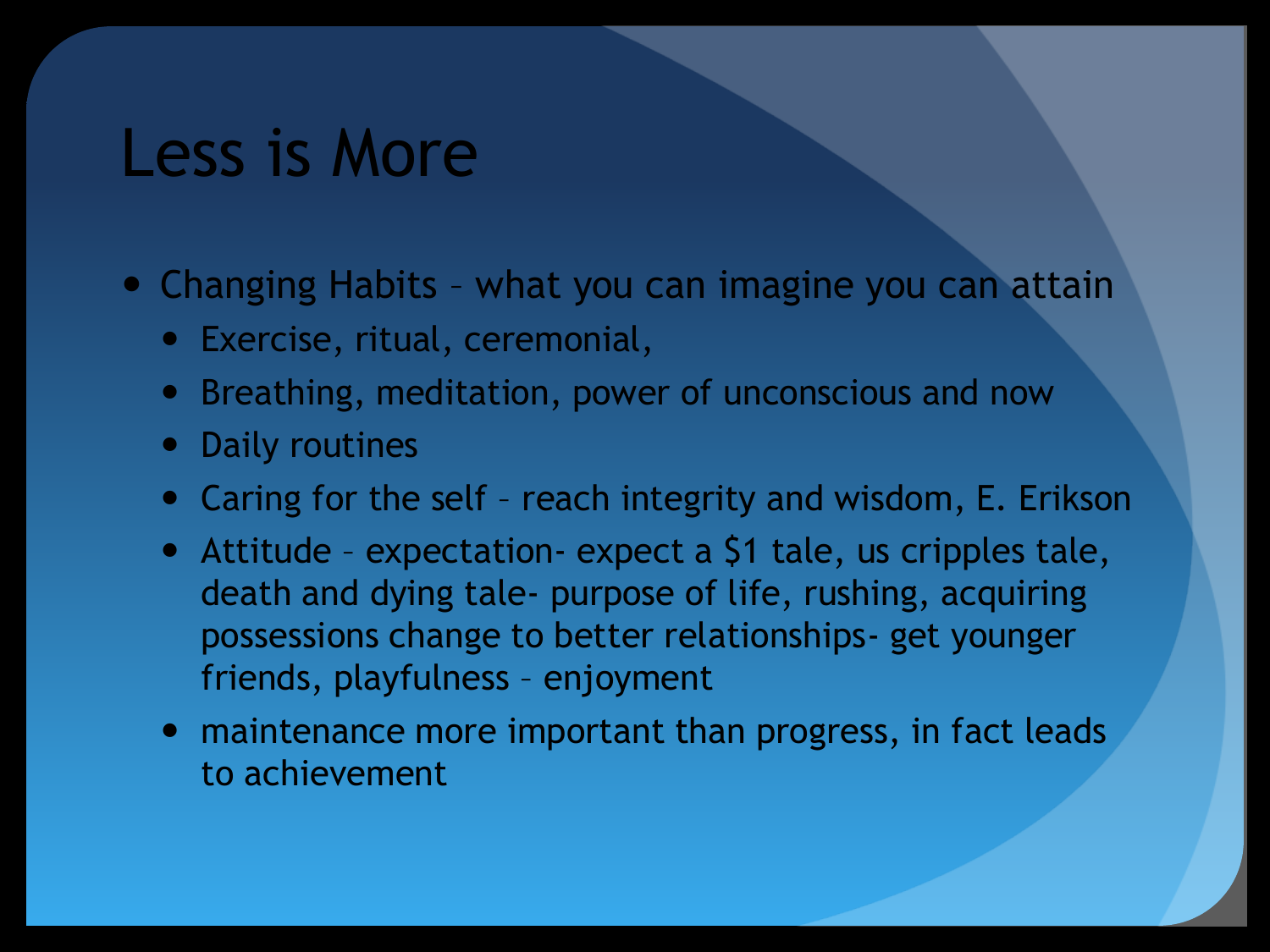# Less is More

- Changing Habits – what you can imagine you can attain
  - Exercise, ritual, ceremonial,
  - Breathing, meditation, power of unconscious and now
  - Daily routines
  - Caring for the self – reach integrity and wisdom, E. Erikson
  - Attitude – expectation- expect a $1 tale, us cripples tale, death and dying tale- purpose of life, rushing, acquiring possessions change to better relationships- get younger friends, playfulness – enjoyment
  - maintenance more important than progress, in fact leads to achievement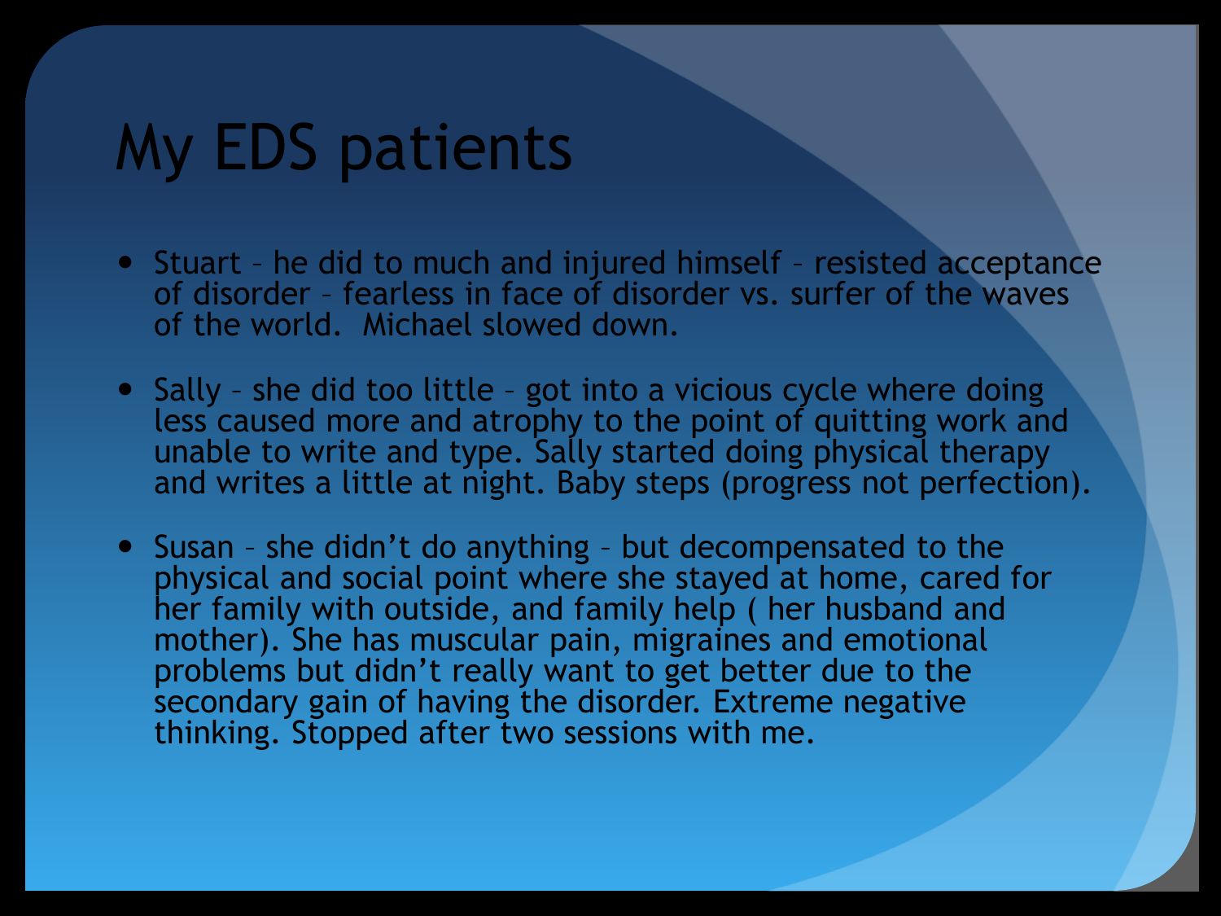# My EDS patients

- Stuart – he did to much and injured himself – resisted acceptance of disorder – fearless in face of disorder vs. surfer of the waves of the world.  Michael slowed down.
- Sally – she did too little – got into a vicious cycle where doing less caused more and atrophy to the point of quitting work and unable to write and type. Sally started doing physical therapy and writes a little at night. Baby steps (progress not perfection).
- Susan – she didn't do anything – but decompensated to the physical and social point where she stayed at home, cared for her family with outside, and family help ( her husband and mother). She has muscular pain, migraines and emotional problems but didn't really want to get better due to the secondary gain of having the disorder. Extreme negative thinking. Stopped after two sessions with me.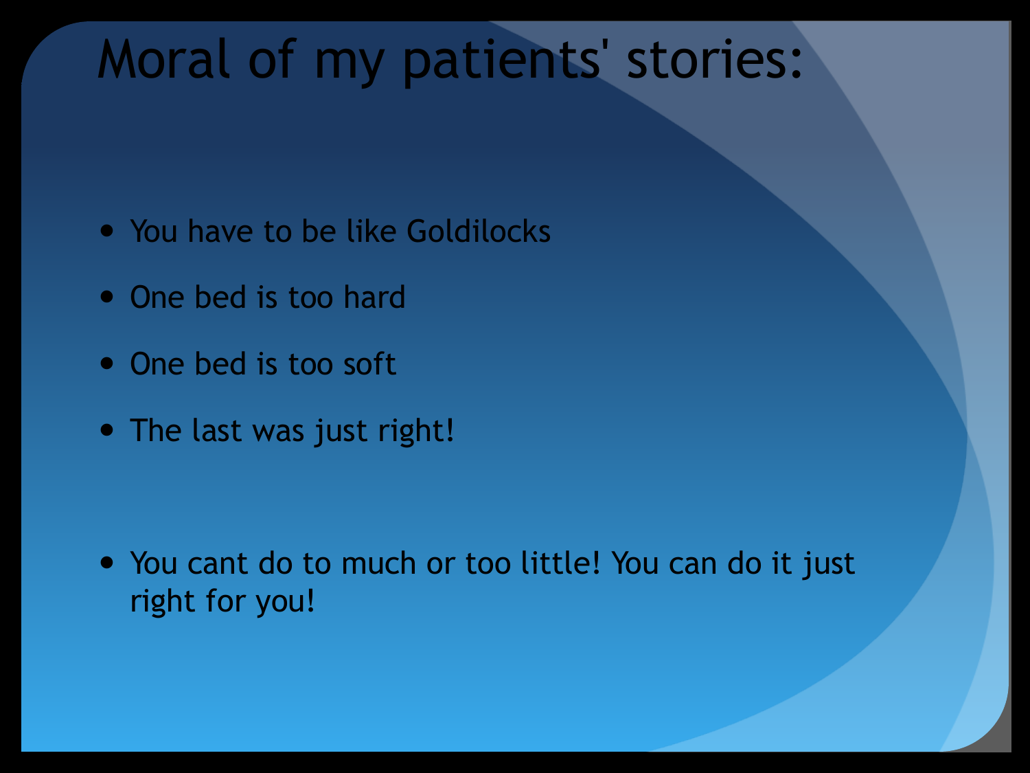# Moral of my patients' stories:

- You have to be like Goldilocks
- One bed is too hard
- One bed is too soft
- The last was just right!

- You cant do to much or too little! You can do it just right for you!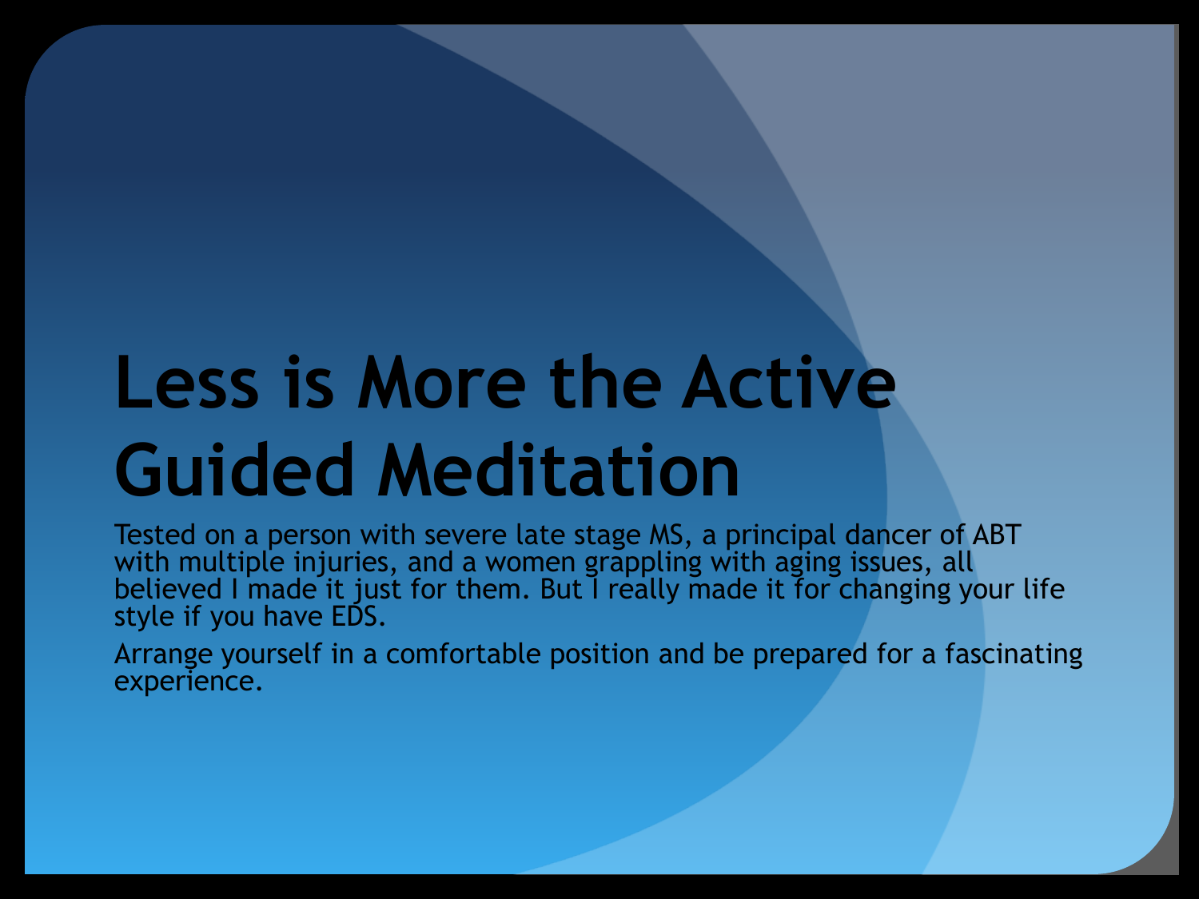# Less is More the Active Guided Meditation

Tested on a person with severe late stage MS, a principal dancer of ABT with multiple injuries, and a women grappling with aging issues, all believed I made it just for them. But I really made it for changing your life style if you have EDS.

Arrange yourself in a comfortable position and be prepared for a fascinating experience.